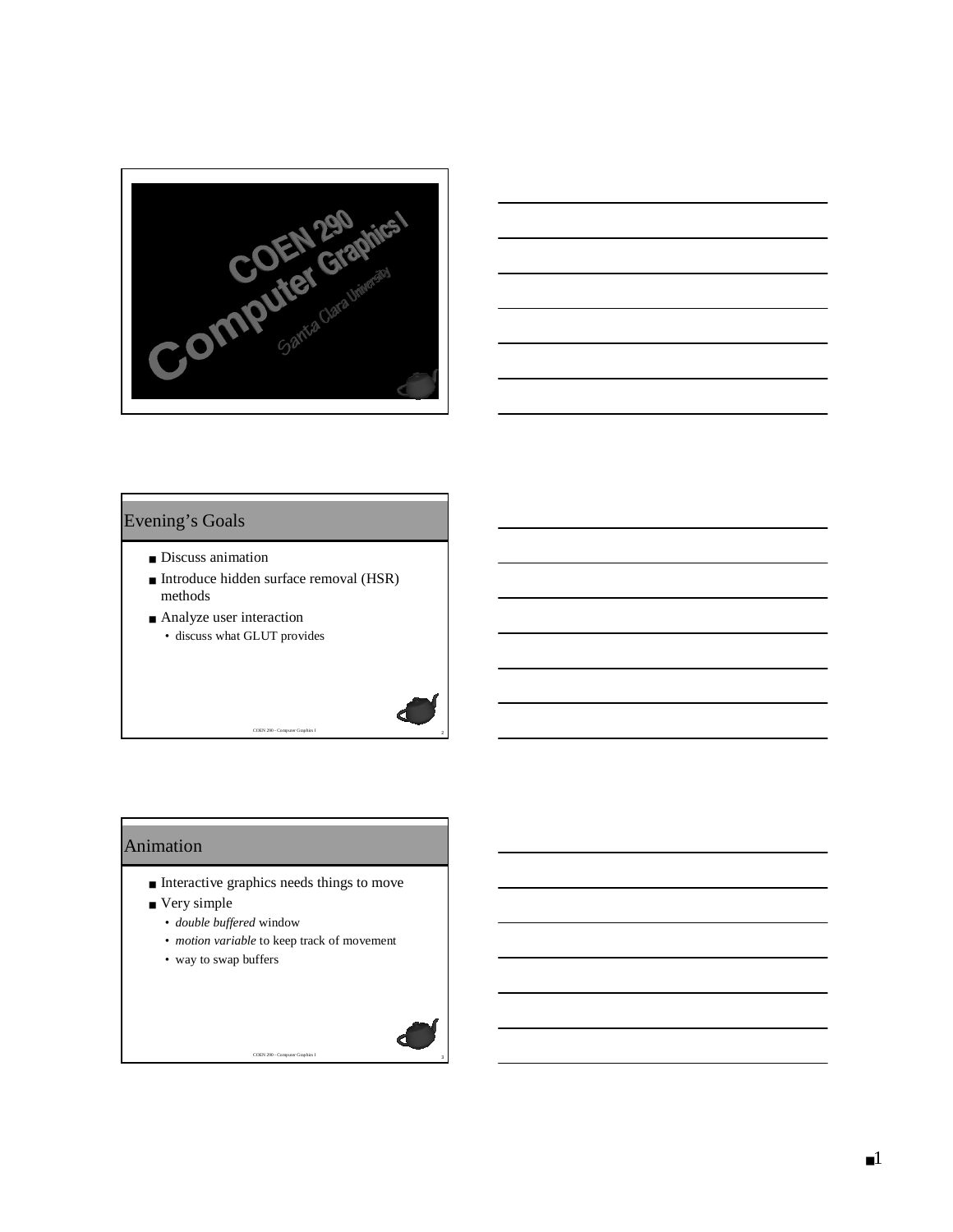# COEN 290 Computer Graphics I

Santa Clara University

## Evening's Goals

- Discuss animation
- Introduce hidden surface removal (HSR) methods
- Analyze user interaction
  - discuss what GLUT provides

## Animation

- Interactive graphics needs things to move
- Very simple
  - *double buffered* window
  - *motion variable* to keep track of movement
  - way to swap buffers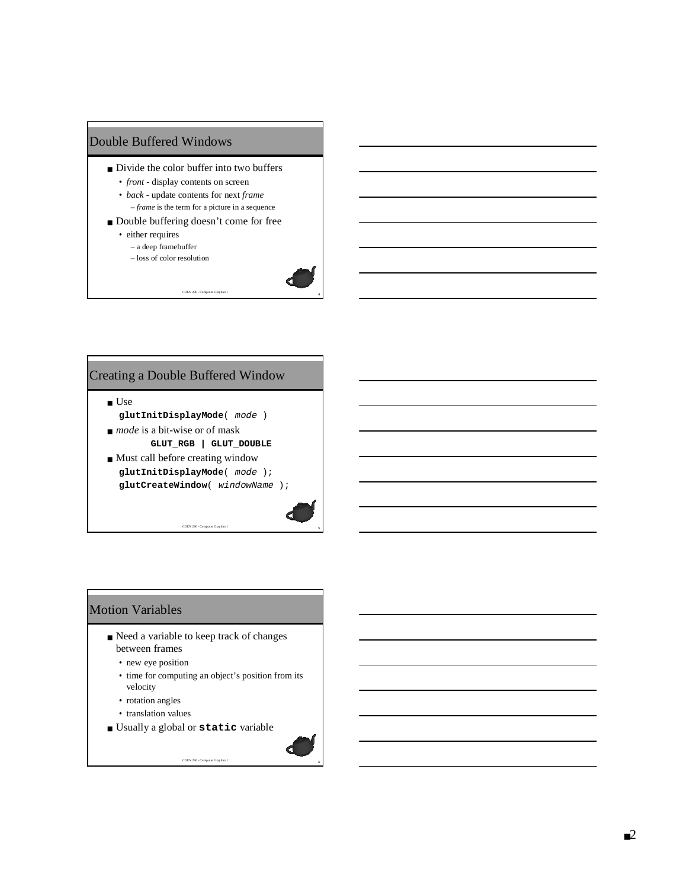## Double Buffered Windows

- Divide the color buffer into two buffers
  - *front* - display contents on screen
  - *back* - update contents for next *frame*
    - *frame* is the term for a picture in a sequence
- Double buffering doesn't come for free
  - either requires
    - a deep framebuffer
    - loss of color resolution

## Creating a Double Buffered Window

- Use

```
glutInitDisplayMode( mode )
```

- *mode* is a bit-wise or of mask

```
GLUT_RGB | GLUT_DOUBLE
```

- Must call before creating window

```
glutInitDisplayMode( mode );
glutCreateWindow( windowName );
```

## Motion Variables

- Need a variable to keep track of changes between frames
  - new eye position
  - time for computing an object's position from its velocity
  - rotation angles
  - translation values
- Usually a global or `static` variable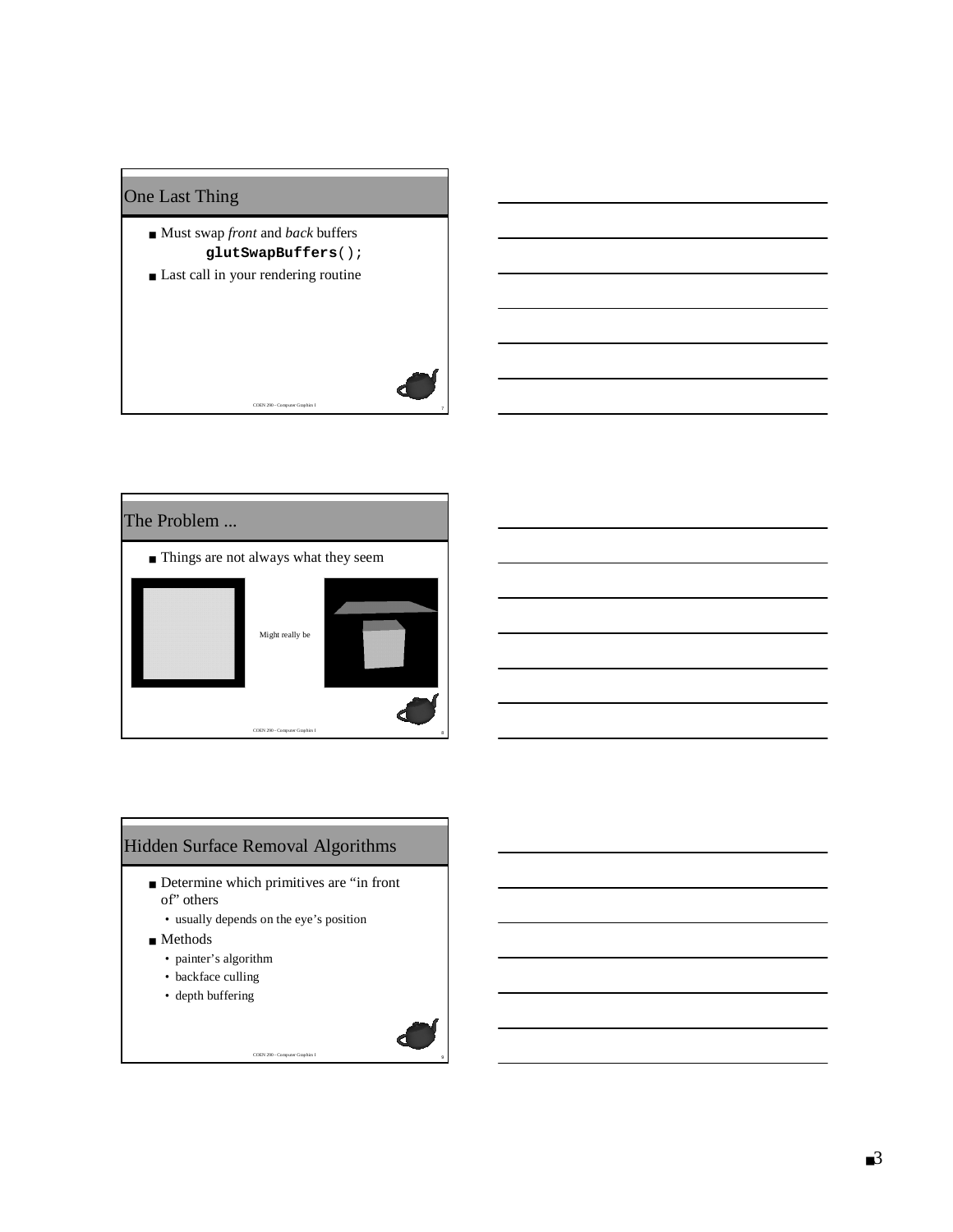## One Last Thing

- Must swap *front* and *back* buffers

```
glutSwapBuffers();
```

- Last call in your rendering routine

## The Problem ...

- Things are not always what they seem

Might really be

## Hidden Surface Removal Algorithms

- Determine which primitives are "in front of" others
  - usually depends on the eye's position
- Methods
  - painter's algorithm
  - backface culling
  - depth buffering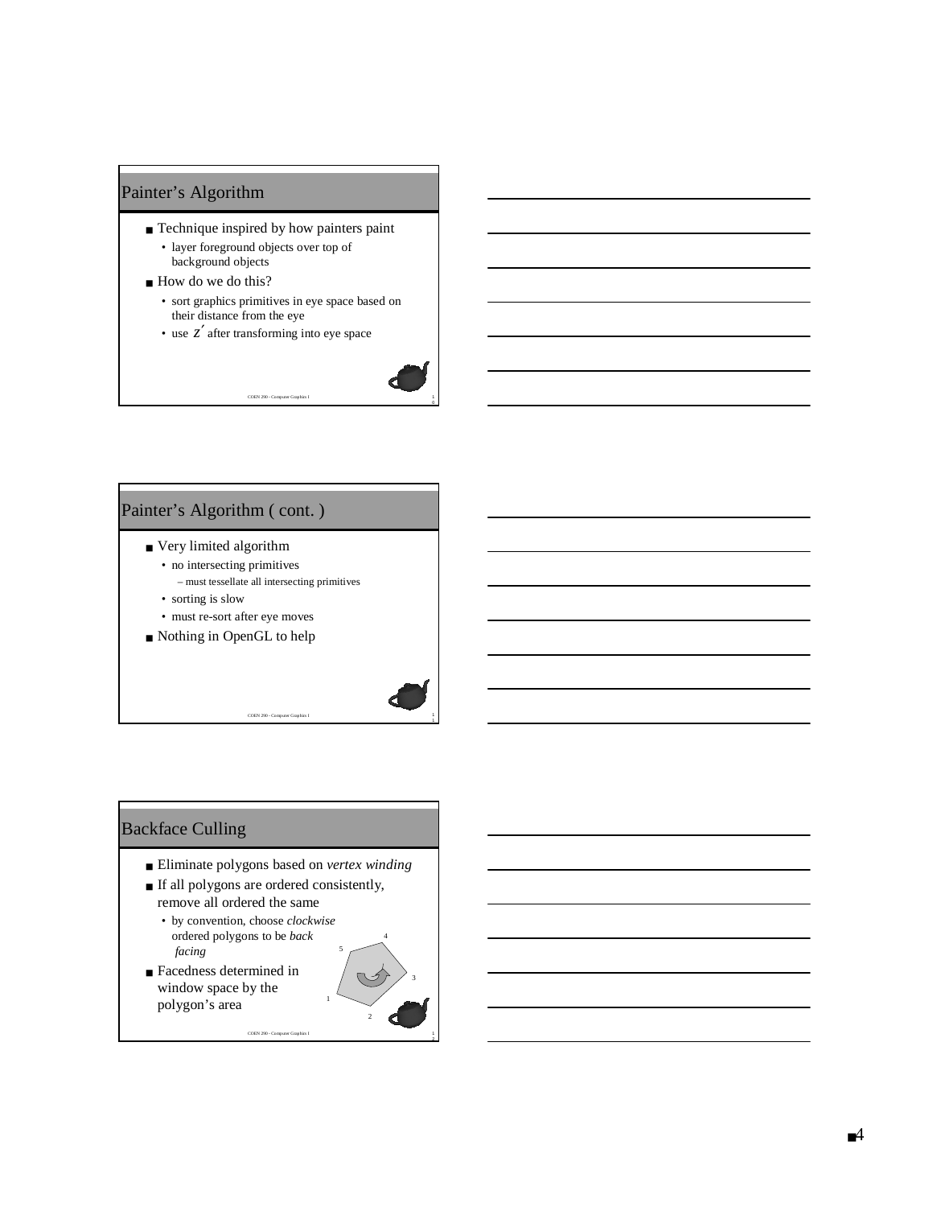## Painter's Algorithm

- Technique inspired by how painters paint
  - layer foreground objects over top of background objects
- How do we do this?
  - sort graphics primitives in eye space based on their distance from the eye
  - use $z'$ after transforming into eye space

## Painter's Algorithm ( cont. )

- Very limited algorithm
  - no intersecting primitives
    - must tessellate all intersecting primitives
  - sorting is slow
  - must re-sort after eye moves
- Nothing in OpenGL to help

## Backface Culling

- Eliminate polygons based on *vertex winding*
- If all polygons are ordered consistently, remove all ordered the same
  - by convention, choose *clockwise* ordered polygons to be *back facing*
- Facedness determined in window space by the polygon's area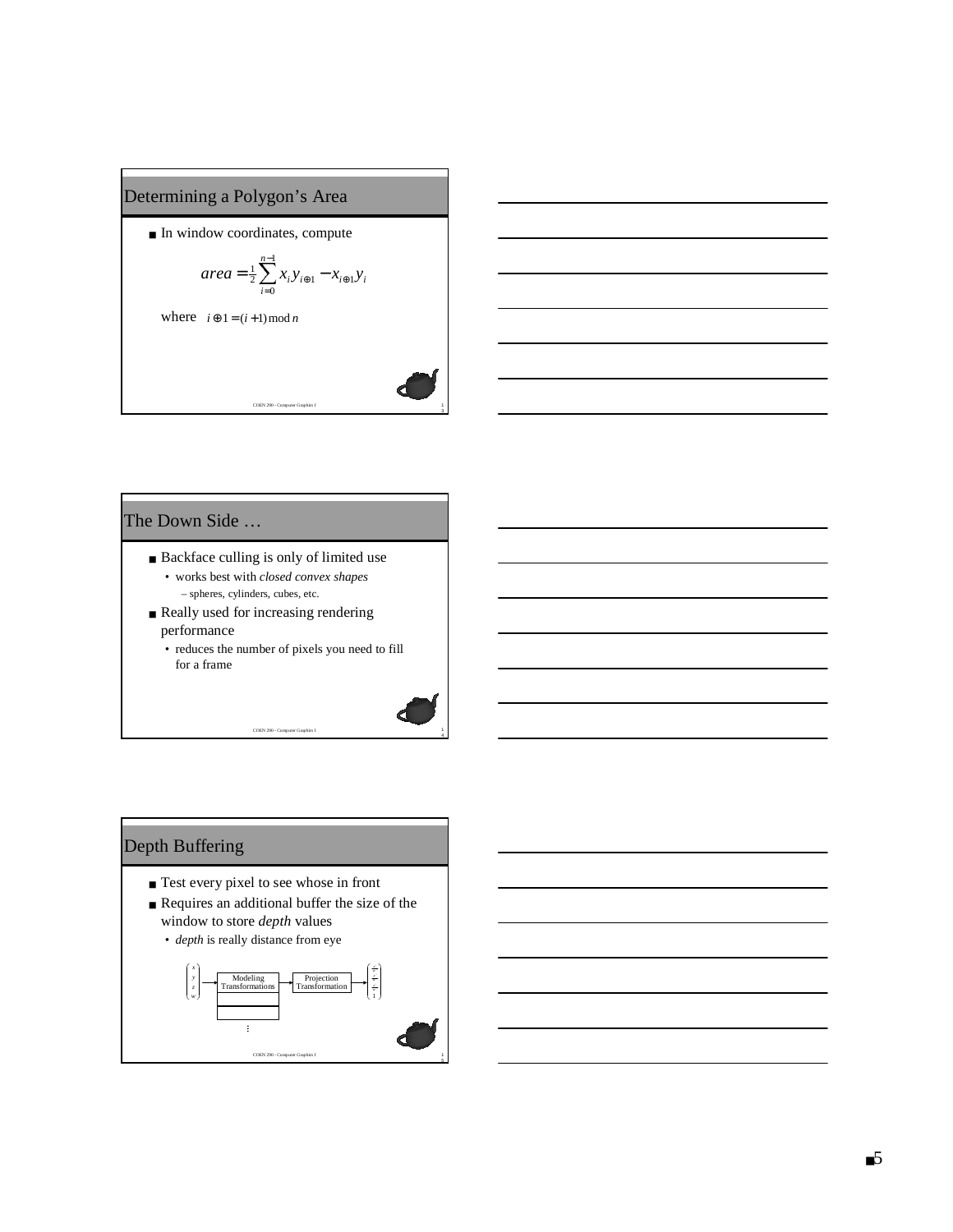## Determining a Polygon's Area

- In window coordinates, compute

$$area = \frac{1}{2}\sum_{i=0}^{n-1} x_i y_{i\oplus 1} - x_{i\oplus 1} y_i$$

where $i \oplus 1 = (i+1) \bmod n$

## The Down Side …

- Backface culling is only of limited use
  - works best with *closed convex shapes*
    - spheres, cylinders, cubes, etc.
- Really used for increasing rendering performance
  - reduces the number of pixels you need to fill for a frame

## Depth Buffering

- Test every pixel to see whose in front
- Requires an additional buffer the size of the window to store *depth* values
  - *depth* is really distance from eye

$\begin{pmatrix} x \\ y \\ z \\ w \end{pmatrix}$ → Modeling Transformations → Projection Transformation → $\begin{pmatrix} x/w \\ y/w \\ z/w \\ 1 \end{pmatrix}$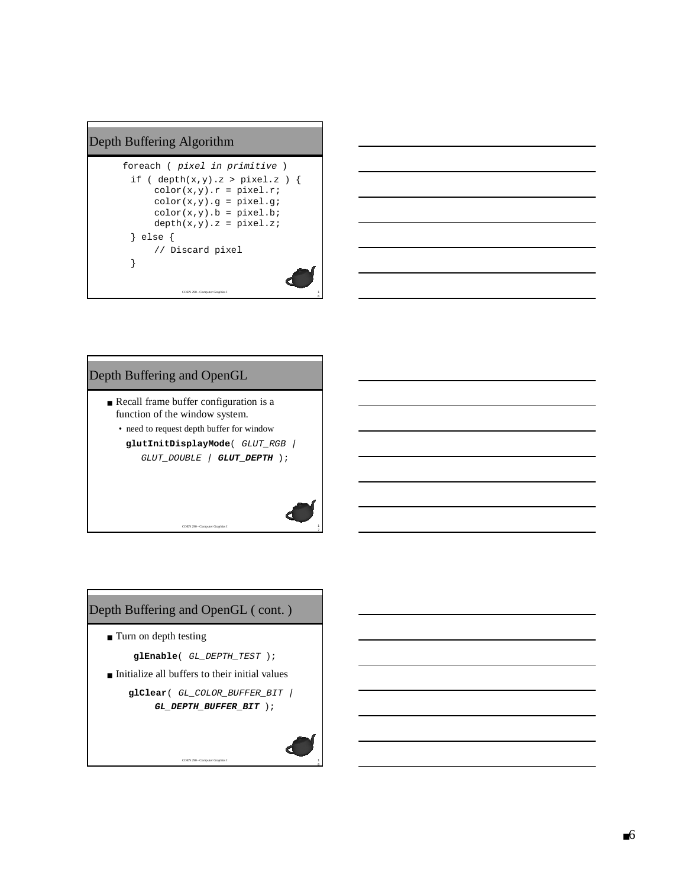## Depth Buffering Algorithm

```
foreach ( pixel in primitive )
  if ( depth(x,y).z > pixel.z ) {
      color(x,y).r = pixel.r;
      color(x,y).g = pixel.g;
      color(x,y).b = pixel.b;
      depth(x,y).z = pixel.z;
  } else {
      // Discard pixel
  }
```

## Depth Buffering and OpenGL

- Recall frame buffer configuration is a function of the window system.
  - need to request depth buffer for window

```
glutInitDisplayMode( GLUT_RGB |
   GLUT_DOUBLE | GLUT_DEPTH );
```

## Depth Buffering and OpenGL ( cont. )

- Turn on depth testing

```
glEnable( GL_DEPTH_TEST );
```

- Initialize all buffers to their initial values

```
glClear( GL_COLOR_BUFFER_BIT |
     GL_DEPTH_BUFFER_BIT );
```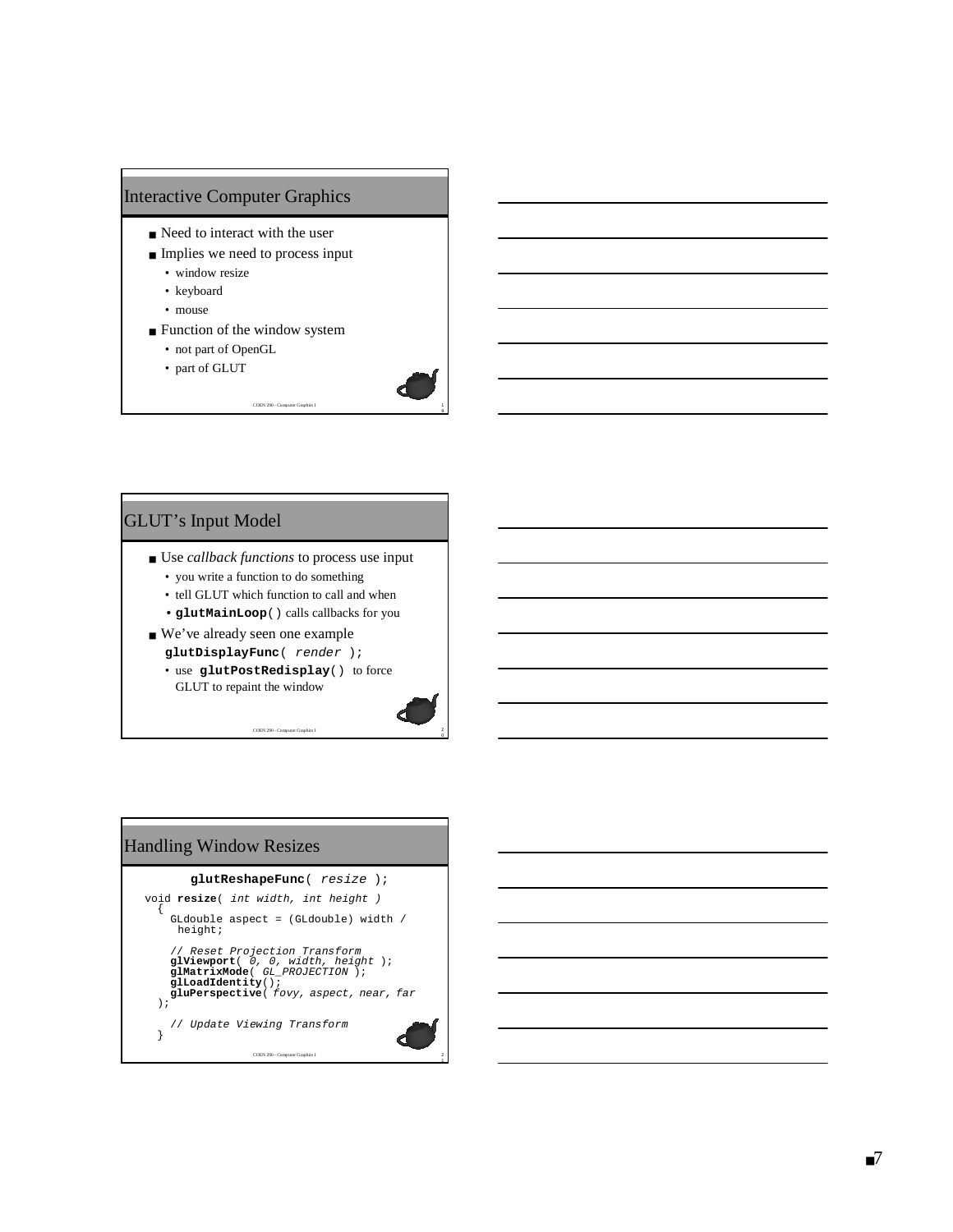## Interactive Computer Graphics

- Need to interact with the user
- Implies we need to process input
  - window resize
  - keyboard
  - mouse
- Function of the window system
  - not part of OpenGL
  - part of GLUT

## GLUT's Input Model

- Use *callback functions* to process use input
  - you write a function to do something
  - tell GLUT which function to call and when
  - **glutMainLoop**() calls callbacks for you
- We've already seen one example
  **glutDisplayFunc**( *render* );
  - use **glutPostRedisplay**() to force GLUT to repaint the window

## Handling Window Resizes

```
        glutReshapeFunc( resize );
void resize( int width, int height )
  {
    GLdouble aspect = (GLdouble) width /
     height;

    // Reset Projection Transform
    glViewport( 0, 0, width, height );
    glMatrixMode( GL_PROJECTION );
    glLoadIdentity();
    gluPerspective( fovy, aspect, near, far
  );

    // Update Viewing Transform
  }
```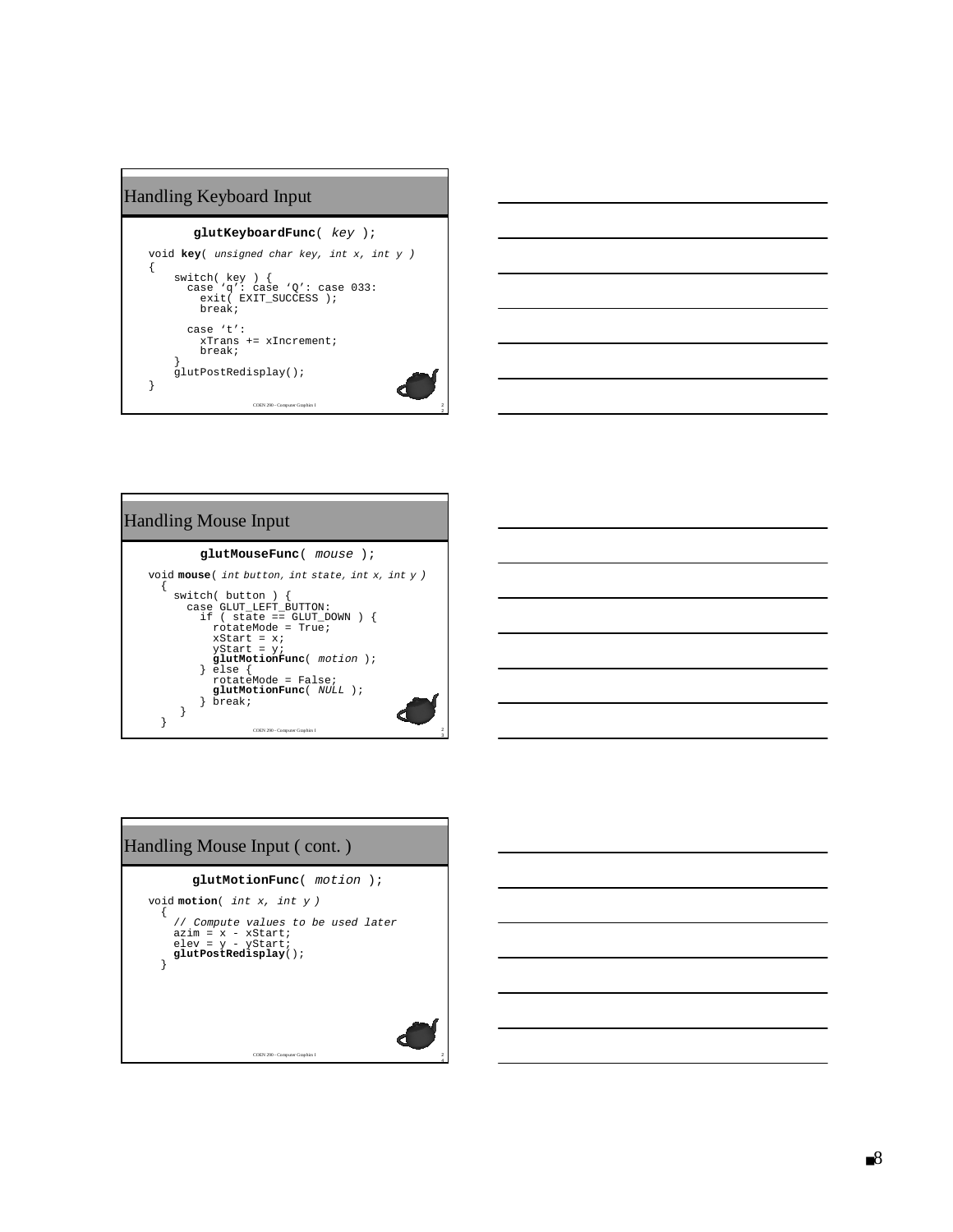## Handling Keyboard Input

```
glutKeyboardFunc( key );

void key( unsigned char key, int x, int y )
{
    switch( key ) {
      case 'q': case 'Q': case 033:
        exit( EXIT_SUCCESS );
        break;

      case 't':
        xTrans += xIncrement;
        break;
    }
    glutPostRedisplay();
}
```

## Handling Mouse Input

```
glutMouseFunc( mouse );

void mouse( int button, int state, int x, int y )
  {
    switch( button ) {
      case GLUT_LEFT_BUTTON:
        if ( state == GLUT_DOWN ) {
          rotateMode = True;
          xStart = x;
          yStart = y;
          glutMotionFunc( motion );
        } else {
          rotateMode = False;
          glutMotionFunc( NULL );
        } break;
     }
  }
```

## Handling Mouse Input ( cont. )

```
glutMotionFunc( motion );

void motion( int x, int y )
  {
    // Compute values to be used later
    azim = x - xStart;
    elev = y - yStart;
    glutPostRedisplay();
  }
```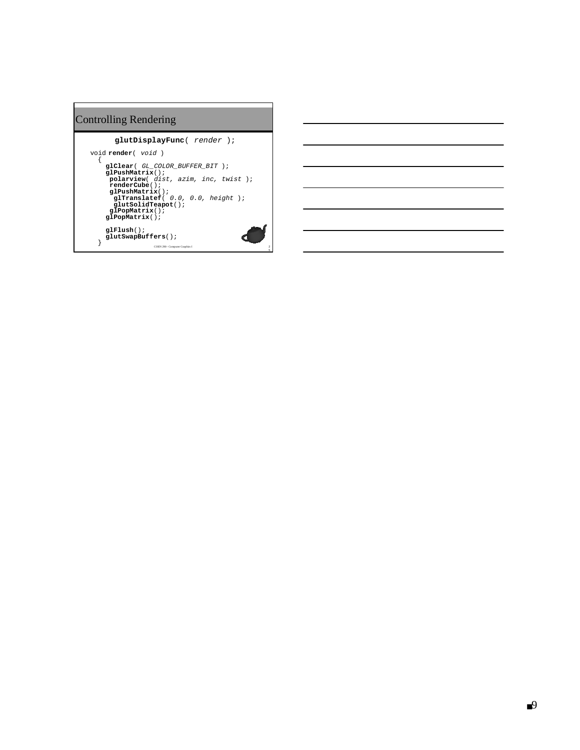## Controlling Rendering

```
glutDisplayFunc( render );

void render( void )
  {
    glClear( GL_COLOR_BUFFER_BIT );
    glPushMatrix();
     polarview( dist, azim, inc, twist );
     renderCube();
     glPushMatrix();
      glTranslatef( 0.0, 0.0, height );
      glutSolidTeapot();
     glPopMatrix();
    glPopMatrix();

    glFlush();
    glutSwapBuffers();
  }
```

COEN 290 - Computer Graphics I